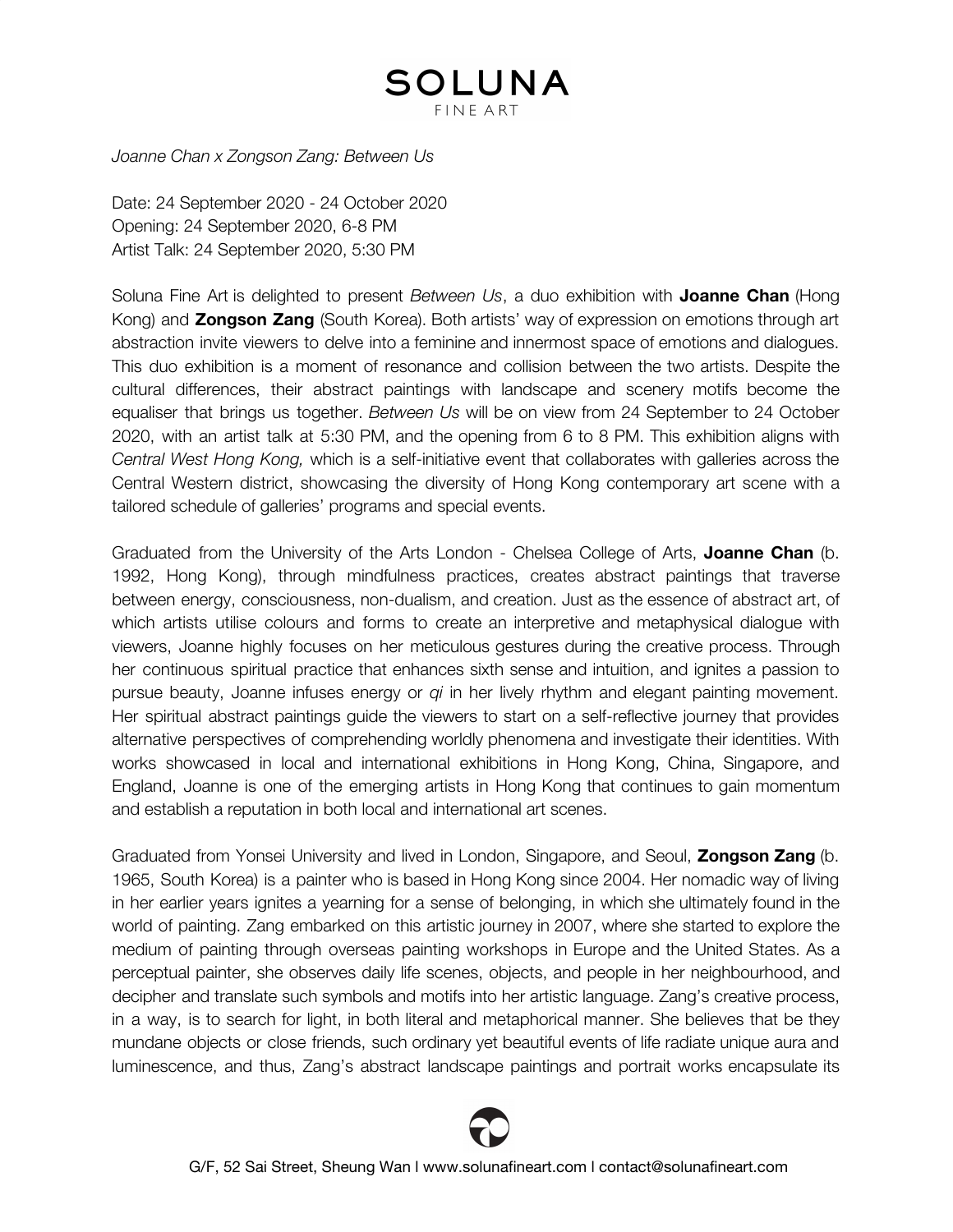# SOLUNA

FINE ART

*Joanne Chan x Zongson Zang: Between Us*

Date: 24 September 2020 - 24 October 2020
Opening: 24 September 2020, 6-8 PM
Artist Talk: 24 September 2020, 5:30 PM

Soluna Fine Art is delighted to present *Between Us*, a duo exhibition with **Joanne Chan** (Hong Kong) and **Zongson Zang** (South Korea). Both artists' way of expression on emotions through art abstraction invite viewers to delve into a feminine and innermost space of emotions and dialogues. This duo exhibition is a moment of resonance and collision between the two artists. Despite the cultural differences, their abstract paintings with landscape and scenery motifs become the equaliser that brings us together. *Between Us* will be on view from 24 September to 24 October 2020, with an artist talk at 5:30 PM, and the opening from 6 to 8 PM. This exhibition aligns with *Central West Hong Kong,* which is a self-initiative event that collaborates with galleries across the Central Western district, showcasing the diversity of Hong Kong contemporary art scene with a tailored schedule of galleries' programs and special events.

Graduated from the University of the Arts London - Chelsea College of Arts, **Joanne Chan** (b. 1992, Hong Kong), through mindfulness practices, creates abstract paintings that traverse between energy, consciousness, non-dualism, and creation. Just as the essence of abstract art, of which artists utilise colours and forms to create an interpretive and metaphysical dialogue with viewers, Joanne highly focuses on her meticulous gestures during the creative process. Through her continuous spiritual practice that enhances sixth sense and intuition, and ignites a passion to pursue beauty, Joanne infuses energy or *qi* in her lively rhythm and elegant painting movement. Her spiritual abstract paintings guide the viewers to start on a self-reflective journey that provides alternative perspectives of comprehending worldly phenomena and investigate their identities. With works showcased in local and international exhibitions in Hong Kong, China, Singapore, and England, Joanne is one of the emerging artists in Hong Kong that continues to gain momentum and establish a reputation in both local and international art scenes.

Graduated from Yonsei University and lived in London, Singapore, and Seoul, **Zongson Zang** (b. 1965, South Korea) is a painter who is based in Hong Kong since 2004. Her nomadic way of living in her earlier years ignites a yearning for a sense of belonging, in which she ultimately found in the world of painting. Zang embarked on this artistic journey in 2007, where she started to explore the medium of painting through overseas painting workshops in Europe and the United States. As a perceptual painter, she observes daily life scenes, objects, and people in her neighbourhood, and decipher and translate such symbols and motifs into her artistic language. Zang's creative process, in a way, is to search for light, in both literal and metaphorical manner. She believes that be they mundane objects or close friends, such ordinary yet beautiful events of life radiate unique aura and luminescence, and thus, Zang's abstract landscape paintings and portrait works encapsulate its

G/F, 52 Sai Street, Sheung Wan | www.solunafineart.com | contact@solunafineart.com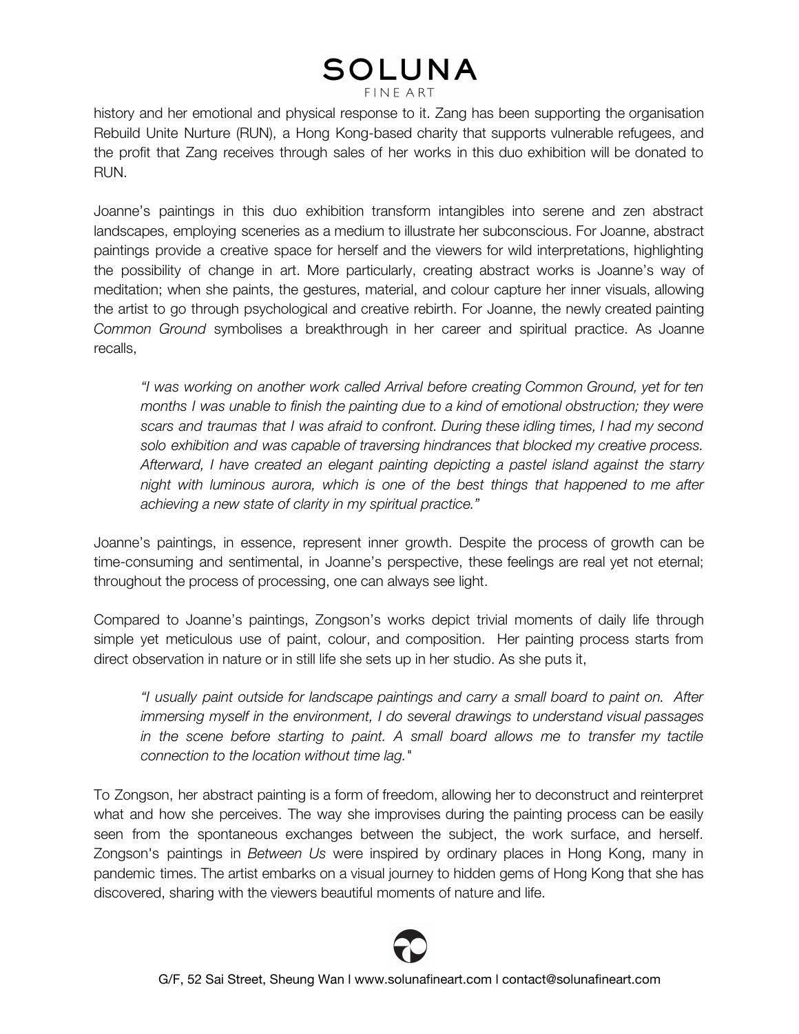history and her emotional and physical response to it. Zang has been supporting the organisation Rebuild Unite Nurture (RUN), a Hong Kong-based charity that supports vulnerable refugees, and the profit that Zang receives through sales of her works in this duo exhibition will be donated to RUN.

Joanne's paintings in this duo exhibition transform intangibles into serene and zen abstract landscapes, employing sceneries as a medium to illustrate her subconscious. For Joanne, abstract paintings provide a creative space for herself and the viewers for wild interpretations, highlighting the possibility of change in art. More particularly, creating abstract works is Joanne's way of meditation; when she paints, the gestures, material, and colour capture her inner visuals, allowing the artist to go through psychological and creative rebirth. For Joanne, the newly created painting *Common Ground* symbolises a breakthrough in her career and spiritual practice. As Joanne recalls,

> *"I was working on another work called Arrival before creating Common Ground, yet for ten months I was unable to finish the painting due to a kind of emotional obstruction; they were scars and traumas that I was afraid to confront. During these idling times, I had my second solo exhibition and was capable of traversing hindrances that blocked my creative process. Afterward, I have created an elegant painting depicting a pastel island against the starry night with luminous aurora, which is one of the best things that happened to me after achieving a new state of clarity in my spiritual practice."*

Joanne's paintings, in essence, represent inner growth. Despite the process of growth can be time-consuming and sentimental, in Joanne's perspective, these feelings are real yet not eternal; throughout the process of processing, one can always see light.

Compared to Joanne's paintings, Zongson's works depict trivial moments of daily life through simple yet meticulous use of paint, colour, and composition. Her painting process starts from direct observation in nature or in still life she sets up in her studio. As she puts it,

> *"I usually paint outside for landscape paintings and carry a small board to paint on. After immersing myself in the environment, I do several drawings to understand visual passages in the scene before starting to paint. A small board allows me to transfer my tactile connection to the location without time lag."*

To Zongson, her abstract painting is a form of freedom, allowing her to deconstruct and reinterpret what and how she perceives. The way she improvises during the painting process can be easily seen from the spontaneous exchanges between the subject, the work surface, and herself. Zongson's paintings in *Between Us* were inspired by ordinary places in Hong Kong, many in pandemic times. The artist embarks on a visual journey to hidden gems of Hong Kong that she has discovered, sharing with the viewers beautiful moments of nature and life.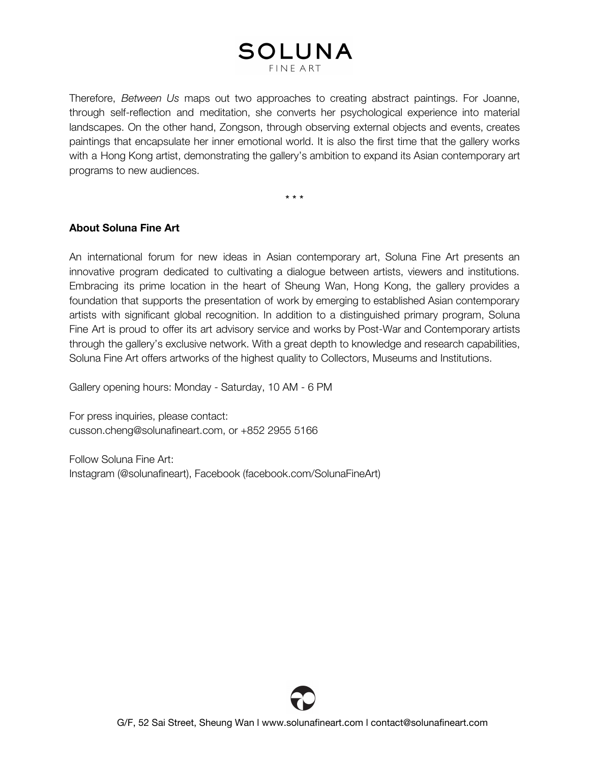Therefore, *Between Us* maps out two approaches to creating abstract paintings. For Joanne, through self-reflection and meditation, she converts her psychological experience into material landscapes. On the other hand, Zongson, through observing external objects and events, creates paintings that encapsulate her inner emotional world. It is also the first time that the gallery works with a Hong Kong artist, demonstrating the gallery's ambition to expand its Asian contemporary art programs to new audiences.

* * *

**About Soluna Fine Art**

An international forum for new ideas in Asian contemporary art, Soluna Fine Art presents an innovative program dedicated to cultivating a dialogue between artists, viewers and institutions. Embracing its prime location in the heart of Sheung Wan, Hong Kong, the gallery provides a foundation that supports the presentation of work by emerging to established Asian contemporary artists with significant global recognition. In addition to a distinguished primary program, Soluna Fine Art is proud to offer its art advisory service and works by Post-War and Contemporary artists through the gallery's exclusive network. With a great depth to knowledge and research capabilities, Soluna Fine Art offers artworks of the highest quality to Collectors, Museums and Institutions.

Gallery opening hours: Monday - Saturday, 10 AM - 6 PM

For press inquiries, please contact:
cusson.cheng@solunafineart.com, or +852 2955 5166

Follow Soluna Fine Art:
Instagram (@solunafineart), Facebook (facebook.com/SolunaFineArt)